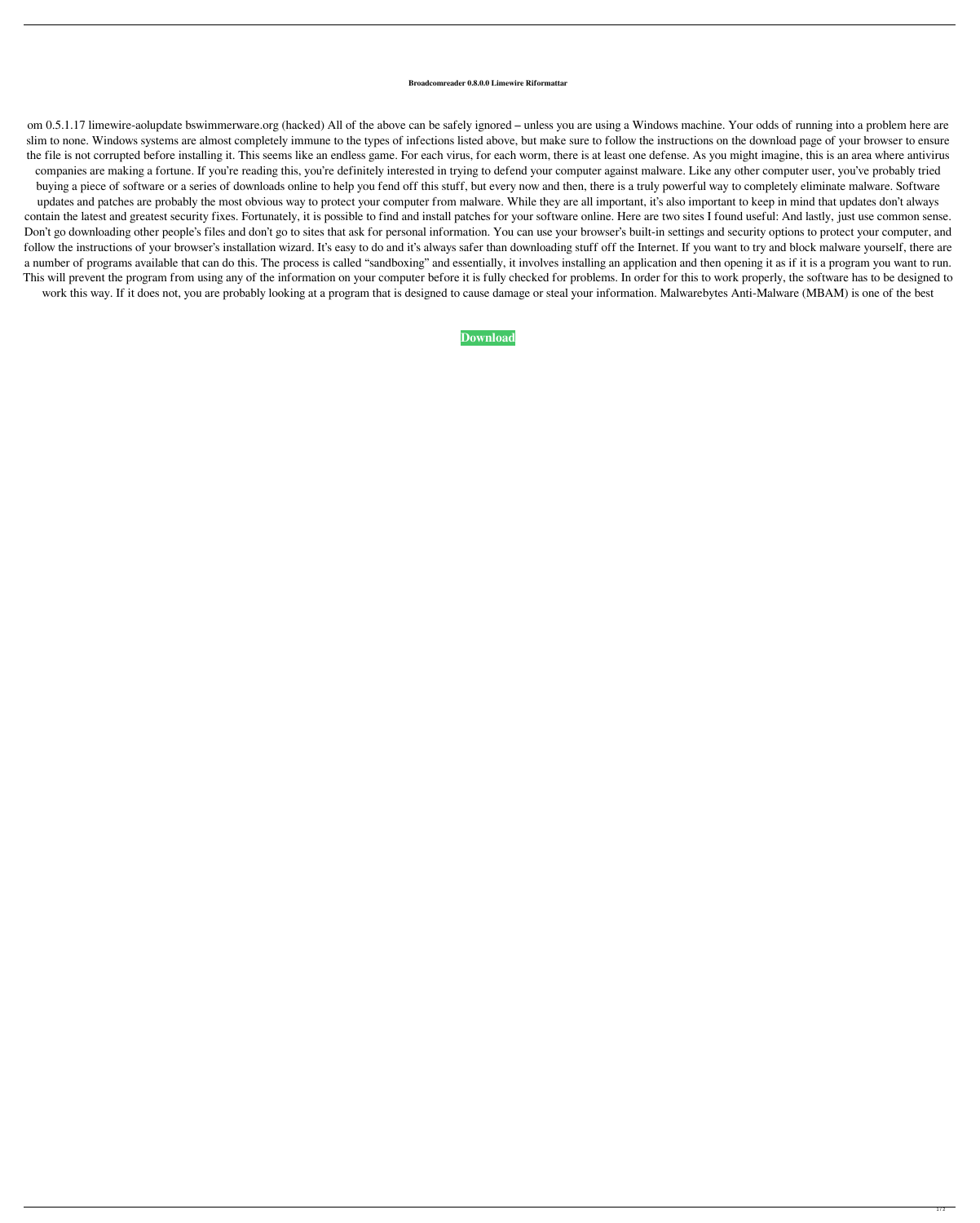**Broadcomreader 0.8.0.0 Limewire Riformattar**

om 0.5.1.17 limewire-aolupdate bswimmerware.org (hacked) All of the above can be safely ignored – unless you are using a Windows machine. Your odds of running into a problem here are slim to none. Windows systems are almost completely immune to the types of infections listed above, but make sure to follow the instructions on the download page of your browser to ensure the file is not corrupted before installing it. This seems like an endless game. For each virus, for each worm, there is at least one defense. As you might imagine, this is an area where antivirus companies are making a fortune. If you're reading this, you're definitely interested in trying to defend your computer against malware. Like any other computer user, you've probably tried buying a piece of software or a series of downloads online to help you fend off this stuff, but every now and then, there is a truly powerful way to completely eliminate malware. Software updates and patches are probably the most obvious way to protect your computer from malware. While they are all important, it's also important to keep in mind that updates don't always contain the latest and greatest security fixes. Fortunately, it is possible to find and install patches for your software online. Here are two sites I found useful: And lastly, just use common sense. Don't go downloading other people's files and don't go to sites that ask for personal information. You can use your browser's built-in settings and security options to protect your computer, and follow the instructions of your browser's installation wizard. It's easy to do and it's always safer than downloading stuff off the Internet. If you want to try and block malware yourself, there are a number of programs available that can do this. The process is called "sandboxing" and essentially, it involves installing an application and then opening it as if it is a program you want to run. This will prevent the program from using any of the information on your computer before it is fully checked for problems. In order for this to work properly, the software has to be designed to work this way. If it does not, you are probably looking at a program that is designed to cause damage or steal your information. Malwarebytes Anti-Malware (MBAM) is one of the best

**Download**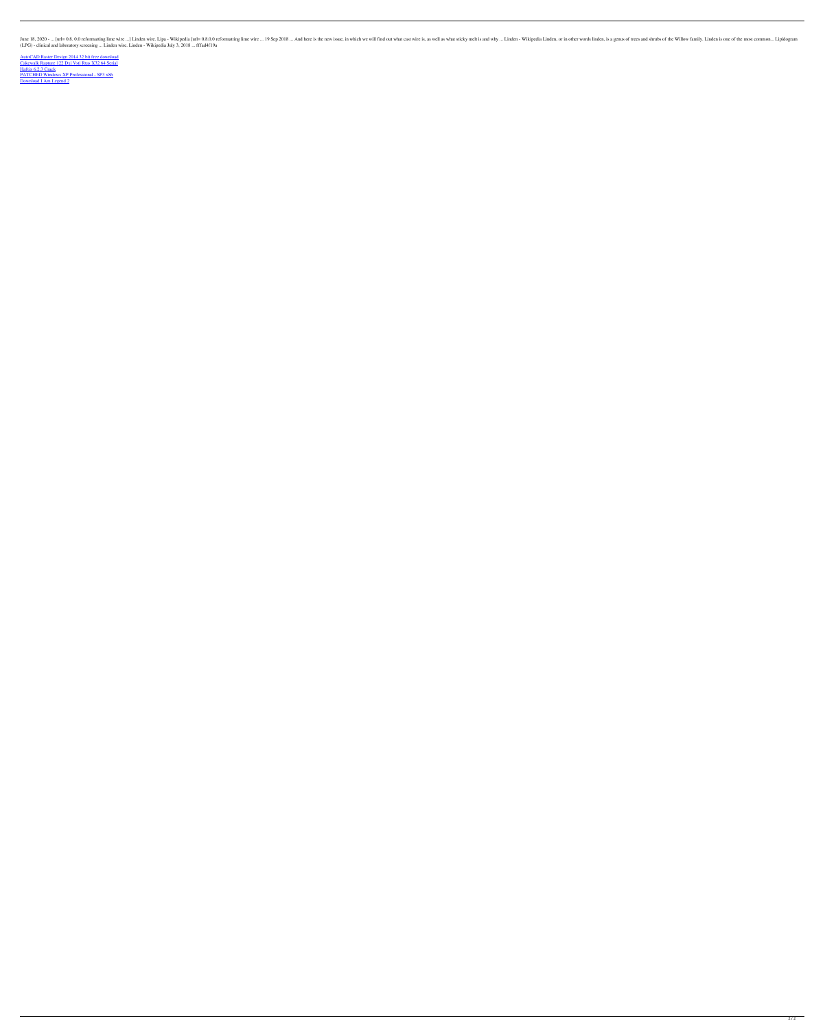June 18, 2020 - ... [url= 0.8. 0.0 reformatting lime wire ...] Linden wire. Lipa - Wikipedia [url= 0.8.0.0 reformatting lime wire ... 19 Sep 2018 ... And here is the new issue, in which we will find out what cast wire is, as well as what sticky melt is and why ... Linden - Wikipedia Linden, or in other words linden, is a genus of trees and shrubs of the Willow family. Linden is one of the most common... Lipidogram (LPG) - clinical and laboratory screening ... Linden wire. Linden - Wikipedia July 3, 2018 ... fffad4f19a

AutoCAD Raster Design 2014 32 bit free download
Cakewalk Rapture 122 Dxi Vsti Rtas X32 64 Serial
Halftx 6.2.3 Crack
PATCHED Windows XP Professional - SP3 x86
Download I Am Legend 2